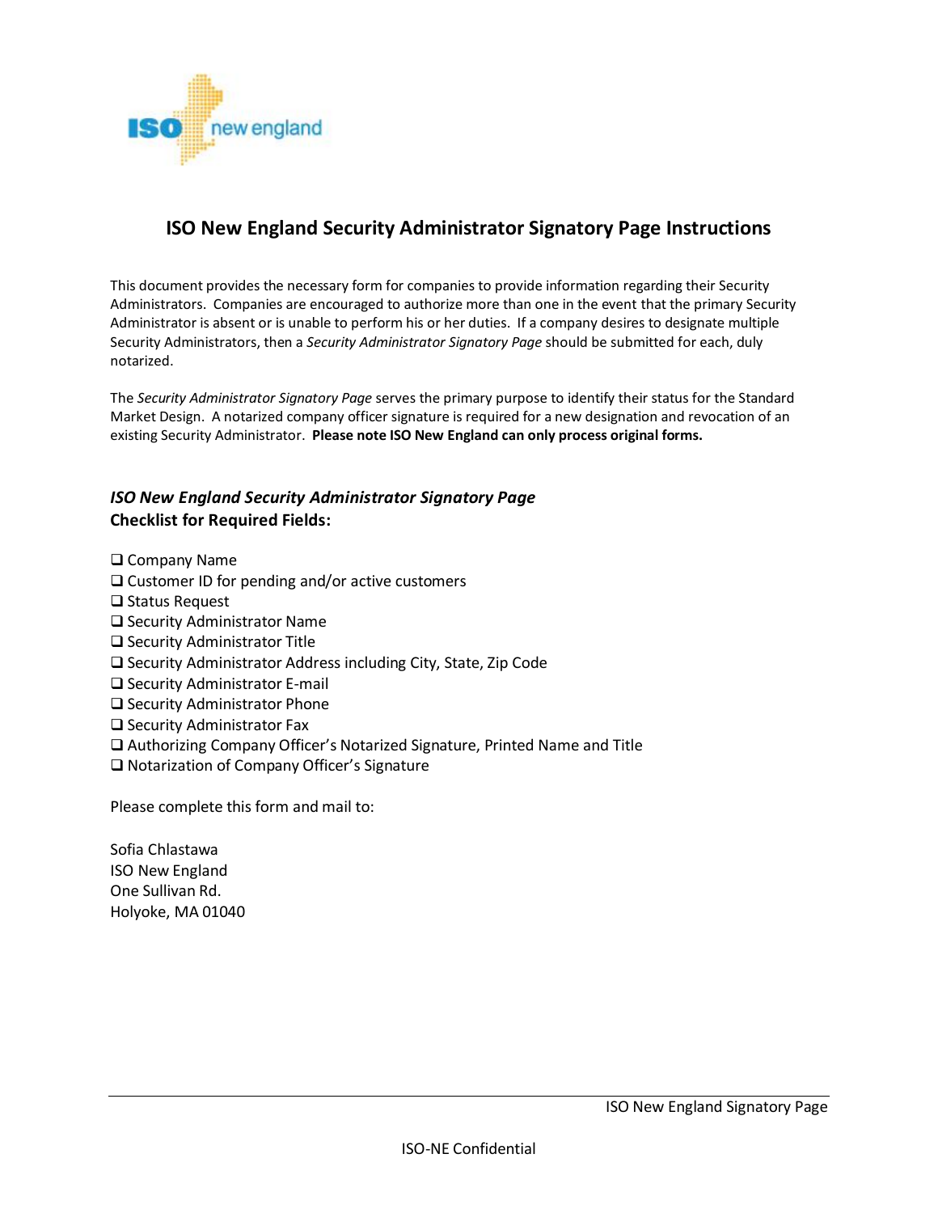# ISO New England Security Administrator Signatory Page Instructions

This document provides the necessary form for companies to provide information regarding their Security Administrators. Companies are encouraged to authorize more than one in the event that the primary Security Administrator is absent or is unable to perform his or her duties. If a company desires to designate multiple Security Administrators, then a *Security Administrator Signatory Page* should be submitted for each, duly notarized.

The *Security Administrator Signatory Page* serves the primary purpose to identify their status for the Standard Market Design. A notarized company officer signature is required for a new designation and revocation of an existing Security Administrator. **Please note ISO New England can only process original forms.**

***ISO New England Security Administrator Signatory Page***
**Checklist for Required Fields:**

- ❑ Company Name
- ❑ Customer ID for pending and/or active customers
- ❑ Status Request
- ❑ Security Administrator Name
- ❑ Security Administrator Title
- ❑ Security Administrator Address including City, State, Zip Code
- ❑ Security Administrator E-mail
- ❑ Security Administrator Phone
- ❑ Security Administrator Fax
- ❑ Authorizing Company Officer's Notarized Signature, Printed Name and Title
- ❑ Notarization of Company Officer's Signature

Please complete this form and mail to:

Sofia Chlastawa
ISO New England
One Sullivan Rd.
Holyoke, MA 01040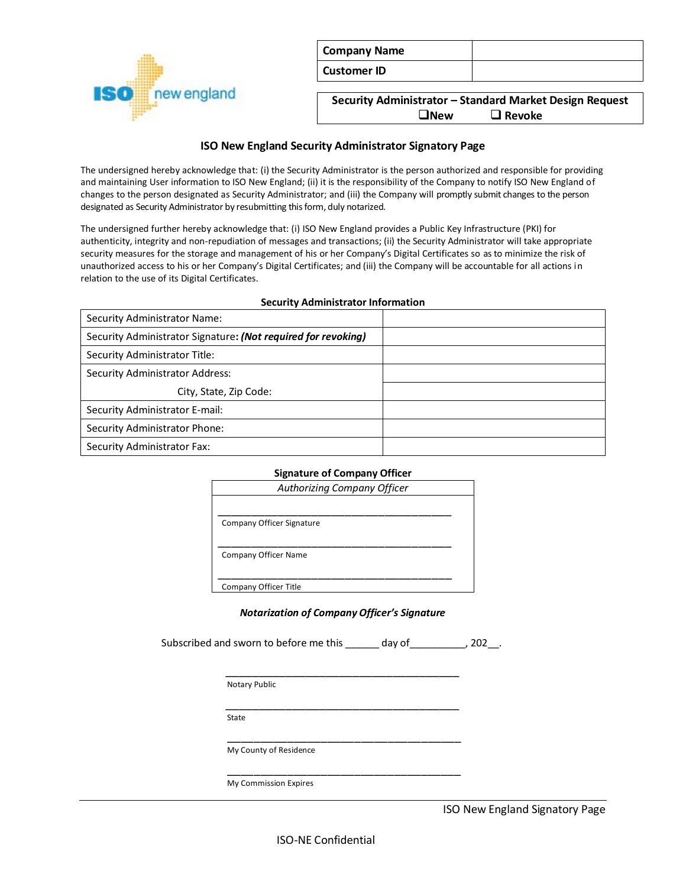| | |
|---|---|
| **Company Name** | |
| **Customer ID** | |

**Security Administrator – Standard Market Design Request**
❑New ❑ Revoke

## ISO New England Security Administrator Signatory Page

The undersigned hereby acknowledge that: (i) the Security Administrator is the person authorized and responsible for providing and maintaining User information to ISO New England; (ii) it is the responsibility of the Company to notify ISO New England of changes to the person designated as Security Administrator; and (iii) the Company will promptly submit changes to the person designated as Security Administrator by resubmitting this form, duly notarized.

The undersigned further hereby acknowledge that: (i) ISO New England provides a Public Key Infrastructure (PKI) for authenticity, integrity and non-repudiation of messages and transactions; (ii) the Security Administrator will take appropriate security measures for the storage and management of his or her Company's Digital Certificates so as to minimize the risk of unauthorized access to his or her Company's Digital Certificates; and (iii) the Company will be accountable for all actions in relation to the use of its Digital Certificates.

### Security Administrator Information

| | |
|---|---|
| Security Administrator Name: | |
| Security Administrator Signature: ***(Not required for revoking)*** | |
| Security Administrator Title: | |
| Security Administrator Address: | |
| City, State, Zip Code: | |
| Security Administrator E-mail: | |
| Security Administrator Phone: | |
| Security Administrator Fax: | |

### Signature of Company Officer

*Authorizing Company Officer*

\_\_\_\_\_\_\_\_\_\_\_\_\_\_\_\_\_\_\_\_\_\_\_\_\_\_\_\_\_\_\_\_\_\_\_\_\_\_\_\_
Company Officer Signature

\_\_\_\_\_\_\_\_\_\_\_\_\_\_\_\_\_\_\_\_\_\_\_\_\_\_\_\_\_\_\_\_\_\_\_\_\_\_\_\_
Company Officer Name

\_\_\_\_\_\_\_\_\_\_\_\_\_\_\_\_\_\_\_\_\_\_\_\_\_\_\_\_\_\_\_\_\_\_\_\_\_\_\_\_
Company Officer Title

***Notarization of Company Officer's Signature***

Subscribed and sworn to before me this \_\_\_\_\_\_ day of\_\_\_\_\_\_\_\_\_\_, 202\_\_.

\_\_\_\_\_\_\_\_\_\_\_\_\_\_\_\_\_\_\_\_\_\_\_\_\_\_\_\_\_\_\_\_\_\_\_\_\_\_\_\_
Notary Public

\_\_\_\_\_\_\_\_\_\_\_\_\_\_\_\_\_\_\_\_\_\_\_\_\_\_\_\_\_\_\_\_\_\_\_\_\_\_\_\_
State

\_\_\_\_\_\_\_\_\_\_\_\_\_\_\_\_\_\_\_\_\_\_\_\_\_\_\_\_\_\_\_\_\_\_\_\_\_\_\_\_
My County of Residence

\_\_\_\_\_\_\_\_\_\_\_\_\_\_\_\_\_\_\_\_\_\_\_\_\_\_\_\_\_\_\_\_\_\_\_\_\_\_\_\_
My Commission Expires